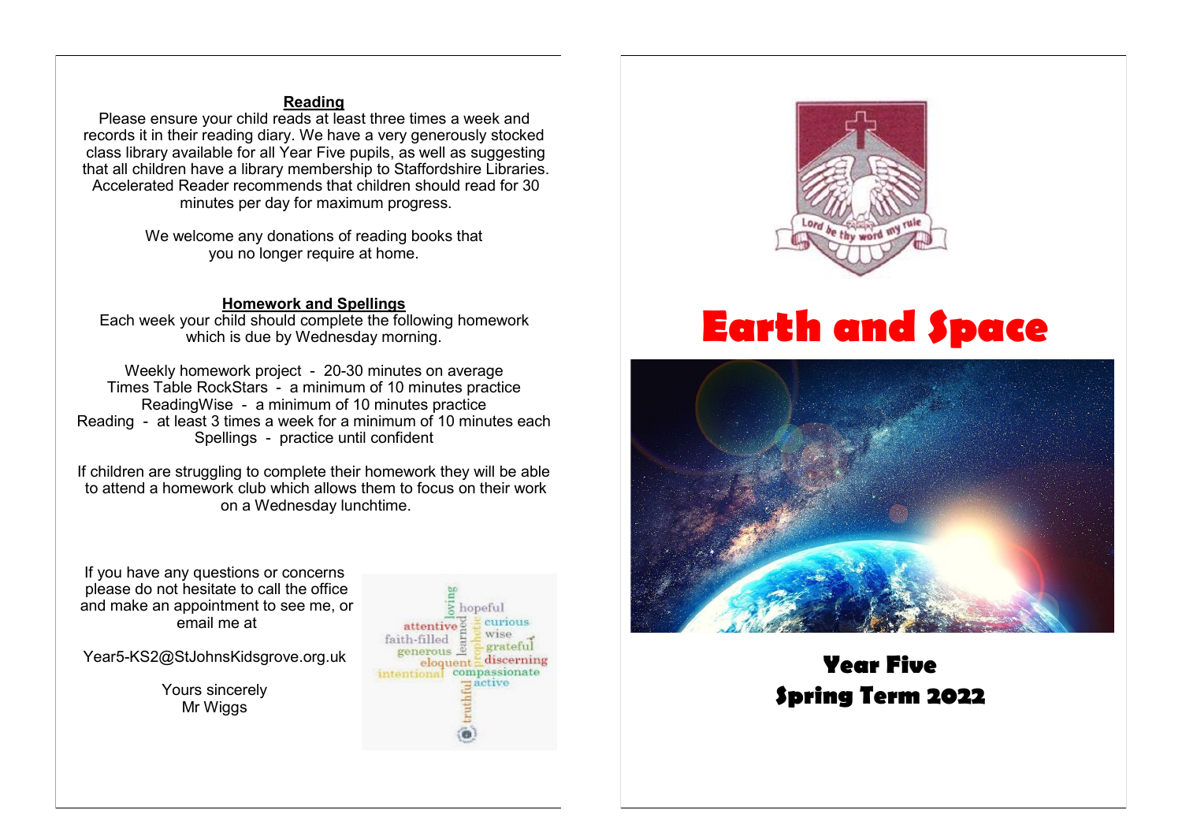## Reading

Please ensure your child reads at least three times a week and records it in their reading diary. We have a very generously stocked class library available for all Year Five pupils, as well as suggesting that all children have a library membership to Staffordshire Libraries. Accelerated Reader recommends that children should read for 30 minutes per day for maximum progress.

We welcome any donations of reading books that you no longer require at home.

## Homework and Spellings

Each week your child should complete the following homework which is due by Wednesday morning.

Weekly homework project - 20-30 minutes on average
Times Table RockStars - a minimum of 10 minutes practice
ReadingWise - a minimum of 10 minutes practice
Reading - at least 3 times a week for a minimum of 10 minutes each
Spellings - practice until confident

If children are struggling to complete their homework they will be able to attend a homework club which allows them to focus on their work on a Wednesday lunchtime.

If you have any questions or concerns please do not hesitate to call the office and make an appointment to see me, or email me at

Year5-KS2@StJohnsKidsgrove.org.uk

Yours sincerely
Mr Wiggs

loving hopeful attentive curious faith-filled learned wise prophetic grateful generous eloquent discerning intentional compassionate active truthful

Lord be thy word my rule

# Earth and Space

## Year Five
## Spring Term 2022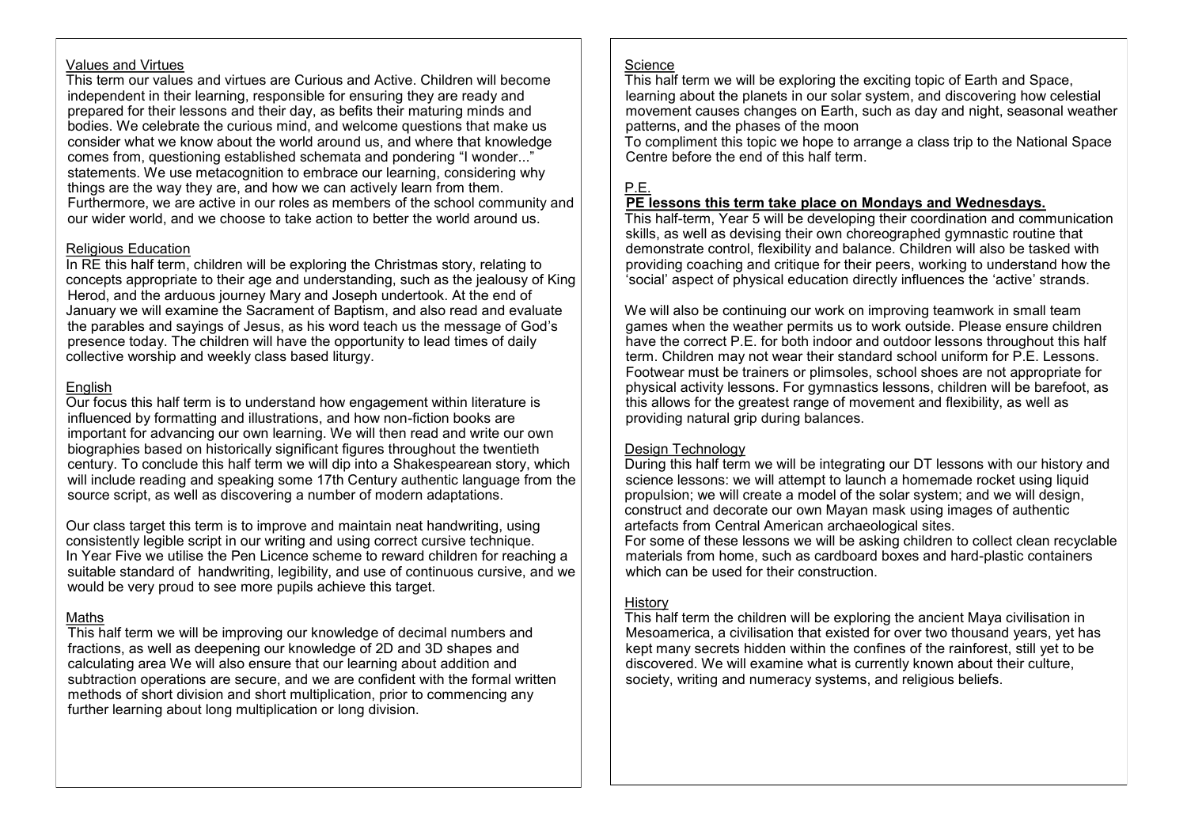## Values and Virtues

This term our values and virtues are Curious and Active. Children will become independent in their learning, responsible for ensuring they are ready and prepared for their lessons and their day, as befits their maturing minds and bodies. We celebrate the curious mind, and welcome questions that make us consider what we know about the world around us, and where that knowledge comes from, questioning established schemata and pondering "I wonder..." statements. We use metacognition to embrace our learning, considering why things are the way they are, and how we can actively learn from them. Furthermore, we are active in our roles as members of the school community and our wider world, and we choose to take action to better the world around us.

## Religious Education

In RE this half term, children will be exploring the Christmas story, relating to concepts appropriate to their age and understanding, such as the jealousy of King Herod, and the arduous journey Mary and Joseph undertook. At the end of January we will examine the Sacrament of Baptism, and also read and evaluate the parables and sayings of Jesus, as his word teach us the message of God's presence today. The children will have the opportunity to lead times of daily collective worship and weekly class based liturgy.

## English

Our focus this half term is to understand how engagement within literature is influenced by formatting and illustrations, and how non-fiction books are important for advancing our own learning. We will then read and write our own biographies based on historically significant figures throughout the twentieth century. To conclude this half term we will dip into a Shakespearean story, which will include reading and speaking some 17th Century authentic language from the source script, as well as discovering a number of modern adaptations.

Our class target this term is to improve and maintain neat handwriting, using consistently legible script in our writing and using correct cursive technique. In Year Five we utilise the Pen Licence scheme to reward children for reaching a suitable standard of handwriting, legibility, and use of continuous cursive, and we would be very proud to see more pupils achieve this target.

## Maths

This half term we will be improving our knowledge of decimal numbers and fractions, as well as deepening our knowledge of 2D and 3D shapes and calculating area We will also ensure that our learning about addition and subtraction operations are secure, and we are confident with the formal written methods of short division and short multiplication, prior to commencing any further learning about long multiplication or long division.

## Science

This half term we will be exploring the exciting topic of Earth and Space, learning about the planets in our solar system, and discovering how celestial movement causes changes on Earth, such as day and night, seasonal weather patterns, and the phases of the moon

To compliment this topic we hope to arrange a class trip to the National Space Centre before the end of this half term.

## P.E.

**PE lessons this term take place on Mondays and Wednesdays.**

This half-term, Year 5 will be developing their coordination and communication skills, as well as devising their own choreographed gymnastic routine that demonstrate control, flexibility and balance. Children will also be tasked with providing coaching and critique for their peers, working to understand how the 'social' aspect of physical education directly influences the 'active' strands.

We will also be continuing our work on improving teamwork in small team games when the weather permits us to work outside. Please ensure children have the correct P.E. for both indoor and outdoor lessons throughout this half term. Children may not wear their standard school uniform for P.E. Lessons. Footwear must be trainers or plimsoles, school shoes are not appropriate for physical activity lessons. For gymnastics lessons, children will be barefoot, as this allows for the greatest range of movement and flexibility, as well as providing natural grip during balances.

## Design Technology

During this half term we will be integrating our DT lessons with our history and science lessons: we will attempt to launch a homemade rocket using liquid propulsion; we will create a model of the solar system; and we will design, construct and decorate our own Mayan mask using images of authentic artefacts from Central American archaeological sites.

For some of these lessons we will be asking children to collect clean recyclable materials from home, such as cardboard boxes and hard-plastic containers which can be used for their construction.

## History

This half term the children will be exploring the ancient Maya civilisation in Mesoamerica, a civilisation that existed for over two thousand years, yet has kept many secrets hidden within the confines of the rainforest, still yet to be discovered. We will examine what is currently known about their culture, society, writing and numeracy systems, and religious beliefs.